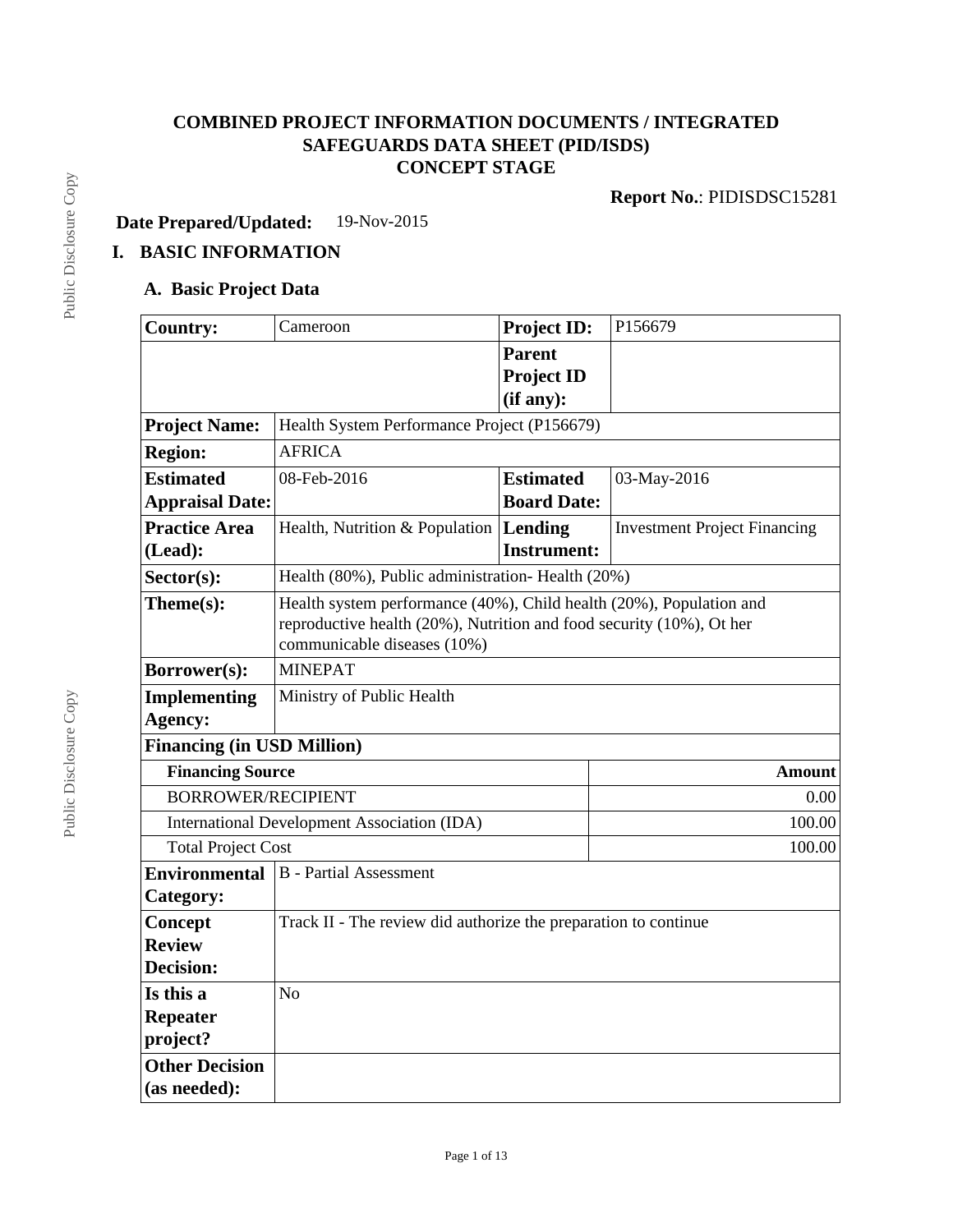# COMBINED PROJECT INFORMATION DOCUMENTS / INTEGRATED SAFEGUARDS DATA SHEET (PID/ISDS)
# CONCEPT STAGE

**Report No.**: PIDISDSC15281

**Date Prepared/Updated:** 19-Nov-2015

## I. BASIC INFORMATION

### A. Basic Project Data

| | | | |
|---|---|---|---|
| **Country:** | Cameroon | **Project ID:** | P156679 |
| | | **Parent Project ID (if any):** | |
| **Project Name:** | Health System Performance Project (P156679) | | |
| **Region:** | AFRICA | | |
| **Estimated Appraisal Date:** | 08-Feb-2016 | **Estimated Board Date:** | 03-May-2016 |
| **Practice Area (Lead):** | Health, Nutrition & Population | **Lending Instrument:** | Investment Project Financing |
| **Sector(s):** | Health (80%), Public administration- Health (20%) | | |
| **Theme(s):** | Health system performance (40%), Child health (20%), Population and reproductive health (20%), Nutrition and food security (10%), Ot her communicable diseases (10%) | | |
| **Borrower(s):** | MINEPAT | | |
| **Implementing Agency:** | Ministry of Public Health | | |
| **Financing (in USD Million)** | | | |
| **Financing Source** | | | **Amount** |
| BORROWER/RECIPIENT | | | 0.00 |
| International Development Association (IDA) | | | 100.00 |
| Total Project Cost | | | 100.00 |
| **Environmental Category:** | B - Partial Assessment | | |
| **Concept Review Decision:** | Track II - The review did authorize the preparation to continue | | |
| **Is this a Repeater project?** | No | | |
| **Other Decision (as needed):** | | | |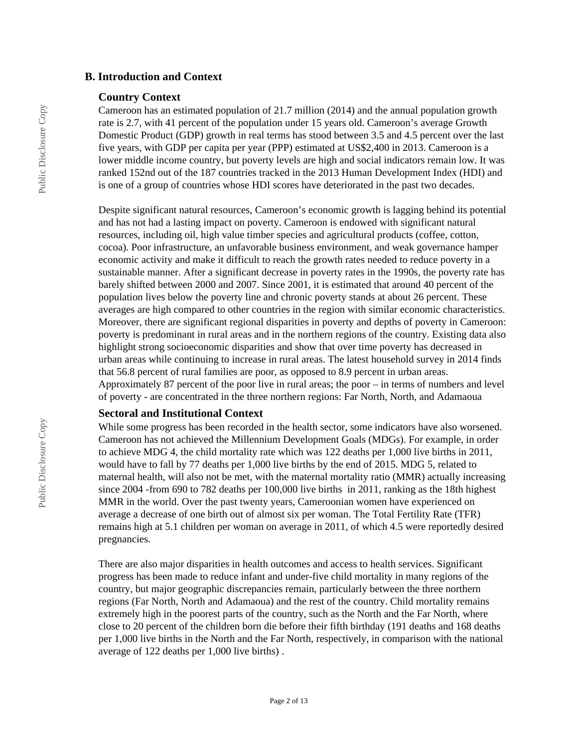## B. Introduction and Context

### Country Context

Cameroon has an estimated population of 21.7 million (2014) and the annual population growth rate is 2.7, with 41 percent of the population under 15 years old. Cameroon's average Growth Domestic Product (GDP) growth in real terms has stood between 3.5 and 4.5 percent over the last five years, with GDP per capita per year (PPP) estimated at US$2,400 in 2013. Cameroon is a lower middle income country, but poverty levels are high and social indicators remain low. It was ranked 152nd out of the 187 countries tracked in the 2013 Human Development Index (HDI) and is one of a group of countries whose HDI scores have deteriorated in the past two decades.

Despite significant natural resources, Cameroon's economic growth is lagging behind its potential and has not had a lasting impact on poverty. Cameroon is endowed with significant natural resources, including oil, high value timber species and agricultural products (coffee, cotton, cocoa). Poor infrastructure, an unfavorable business environment, and weak governance hamper economic activity and make it difficult to reach the growth rates needed to reduce poverty in a sustainable manner. After a significant decrease in poverty rates in the 1990s, the poverty rate has barely shifted between 2000 and 2007. Since 2001, it is estimated that around 40 percent of the population lives below the poverty line and chronic poverty stands at about 26 percent. These averages are high compared to other countries in the region with similar economic characteristics. Moreover, there are significant regional disparities in poverty and depths of poverty in Cameroon: poverty is predominant in rural areas and in the northern regions of the country. Existing data also highlight strong socioeconomic disparities and show that over time poverty has decreased in urban areas while continuing to increase in rural areas. The latest household survey in 2014 finds that 56.8 percent of rural families are poor, as opposed to 8.9 percent in urban areas. Approximately 87 percent of the poor live in rural areas; the poor – in terms of numbers and level of poverty - are concentrated in the three northern regions: Far North, North, and Adamaoua

### Sectoral and Institutional Context

While some progress has been recorded in the health sector, some indicators have also worsened. Cameroon has not achieved the Millennium Development Goals (MDGs). For example, in order to achieve MDG 4, the child mortality rate which was 122 deaths per 1,000 live births in 2011, would have to fall by 77 deaths per 1,000 live births by the end of 2015. MDG 5, related to maternal health, will also not be met, with the maternal mortality ratio (MMR) actually increasing since 2004 -from 690 to 782 deaths per 100,000 live births in 2011, ranking as the 18th highest MMR in the world. Over the past twenty years, Cameroonian women have experienced on average a decrease of one birth out of almost six per woman. The Total Fertility Rate (TFR) remains high at 5.1 children per woman on average in 2011, of which 4.5 were reportedly desired pregnancies.

There are also major disparities in health outcomes and access to health services. Significant progress has been made to reduce infant and under-five child mortality in many regions of the country, but major geographic discrepancies remain, particularly between the three northern regions (Far North, North and Adamaoua) and the rest of the country. Child mortality remains extremely high in the poorest parts of the country, such as the North and the Far North, where close to 20 percent of the children born die before their fifth birthday (191 deaths and 168 deaths per 1,000 live births in the North and the Far North, respectively, in comparison with the national average of 122 deaths per 1,000 live births) .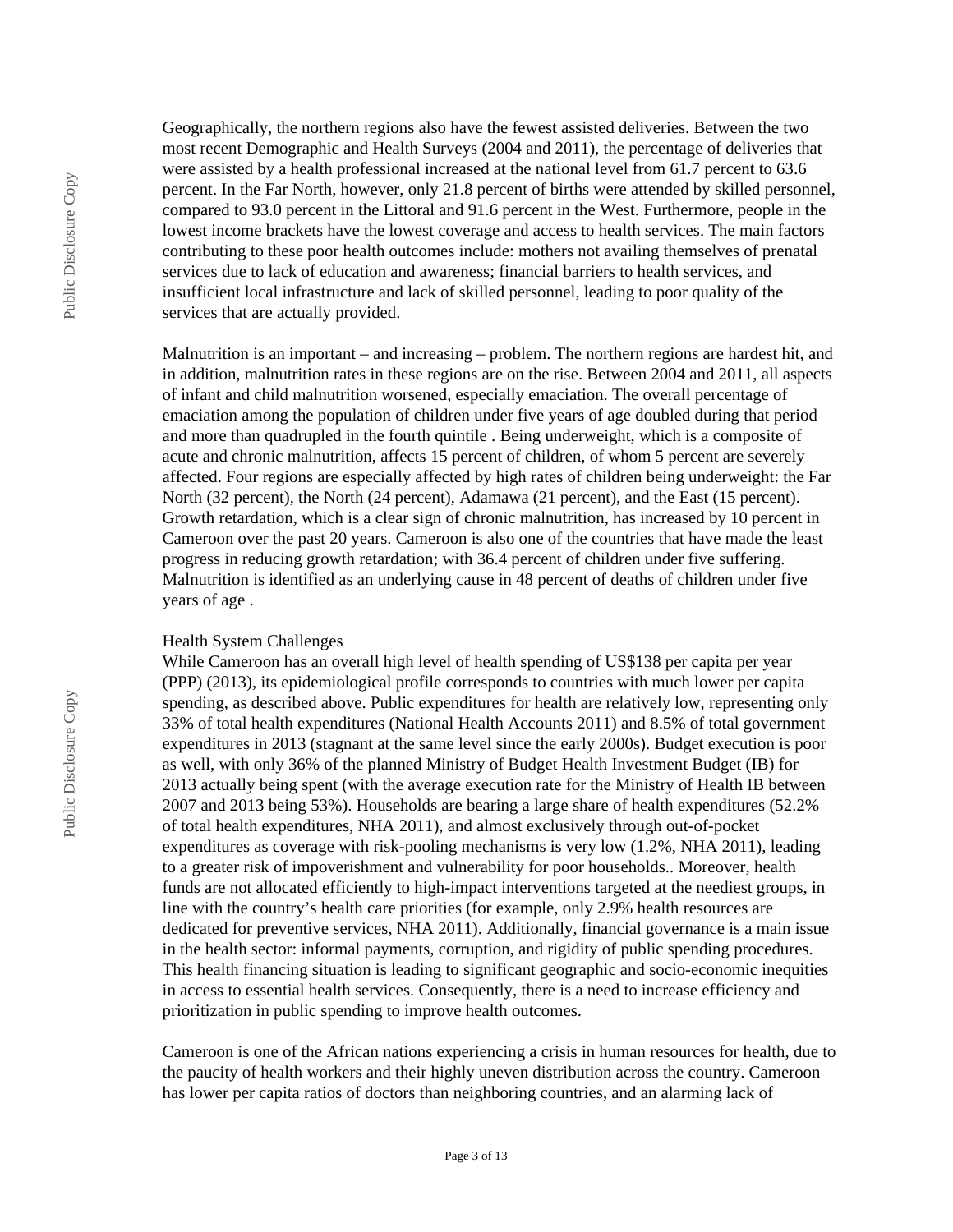Geographically, the northern regions also have the fewest assisted deliveries. Between the two most recent Demographic and Health Surveys (2004 and 2011), the percentage of deliveries that were assisted by a health professional increased at the national level from 61.7 percent to 63.6 percent. In the Far North, however, only 21.8 percent of births were attended by skilled personnel, compared to 93.0 percent in the Littoral and 91.6 percent in the West. Furthermore, people in the lowest income brackets have the lowest coverage and access to health services. The main factors contributing to these poor health outcomes include: mothers not availing themselves of prenatal services due to lack of education and awareness; financial barriers to health services, and insufficient local infrastructure and lack of skilled personnel, leading to poor quality of the services that are actually provided.

Malnutrition is an important – and increasing – problem. The northern regions are hardest hit, and in addition, malnutrition rates in these regions are on the rise. Between 2004 and 2011, all aspects of infant and child malnutrition worsened, especially emaciation. The overall percentage of emaciation among the population of children under five years of age doubled during that period and more than quadrupled in the fourth quintile . Being underweight, which is a composite of acute and chronic malnutrition, affects 15 percent of children, of whom 5 percent are severely affected. Four regions are especially affected by high rates of children being underweight: the Far North (32 percent), the North (24 percent), Adamawa (21 percent), and the East (15 percent). Growth retardation, which is a clear sign of chronic malnutrition, has increased by 10 percent in Cameroon over the past 20 years. Cameroon is also one of the countries that have made the least progress in reducing growth retardation; with 36.4 percent of children under five suffering. Malnutrition is identified as an underlying cause in 48 percent of deaths of children under five years of age .

Health System Challenges

While Cameroon has an overall high level of health spending of US$138 per capita per year (PPP) (2013), its epidemiological profile corresponds to countries with much lower per capita spending, as described above. Public expenditures for health are relatively low, representing only 33% of total health expenditures (National Health Accounts 2011) and 8.5% of total government expenditures in 2013 (stagnant at the same level since the early 2000s). Budget execution is poor as well, with only 36% of the planned Ministry of Budget Health Investment Budget (IB) for 2013 actually being spent (with the average execution rate for the Ministry of Health IB between 2007 and 2013 being 53%). Households are bearing a large share of health expenditures (52.2% of total health expenditures, NHA 2011), and almost exclusively through out-of-pocket expenditures as coverage with risk-pooling mechanisms is very low (1.2%, NHA 2011), leading to a greater risk of impoverishment and vulnerability for poor households.. Moreover, health funds are not allocated efficiently to high-impact interventions targeted at the neediest groups, in line with the country's health care priorities (for example, only 2.9% health resources are dedicated for preventive services, NHA 2011). Additionally, financial governance is a main issue in the health sector: informal payments, corruption, and rigidity of public spending procedures. This health financing situation is leading to significant geographic and socio-economic inequities in access to essential health services. Consequently, there is a need to increase efficiency and prioritization in public spending to improve health outcomes.

Cameroon is one of the African nations experiencing a crisis in human resources for health, due to the paucity of health workers and their highly uneven distribution across the country. Cameroon has lower per capita ratios of doctors than neighboring countries, and an alarming lack of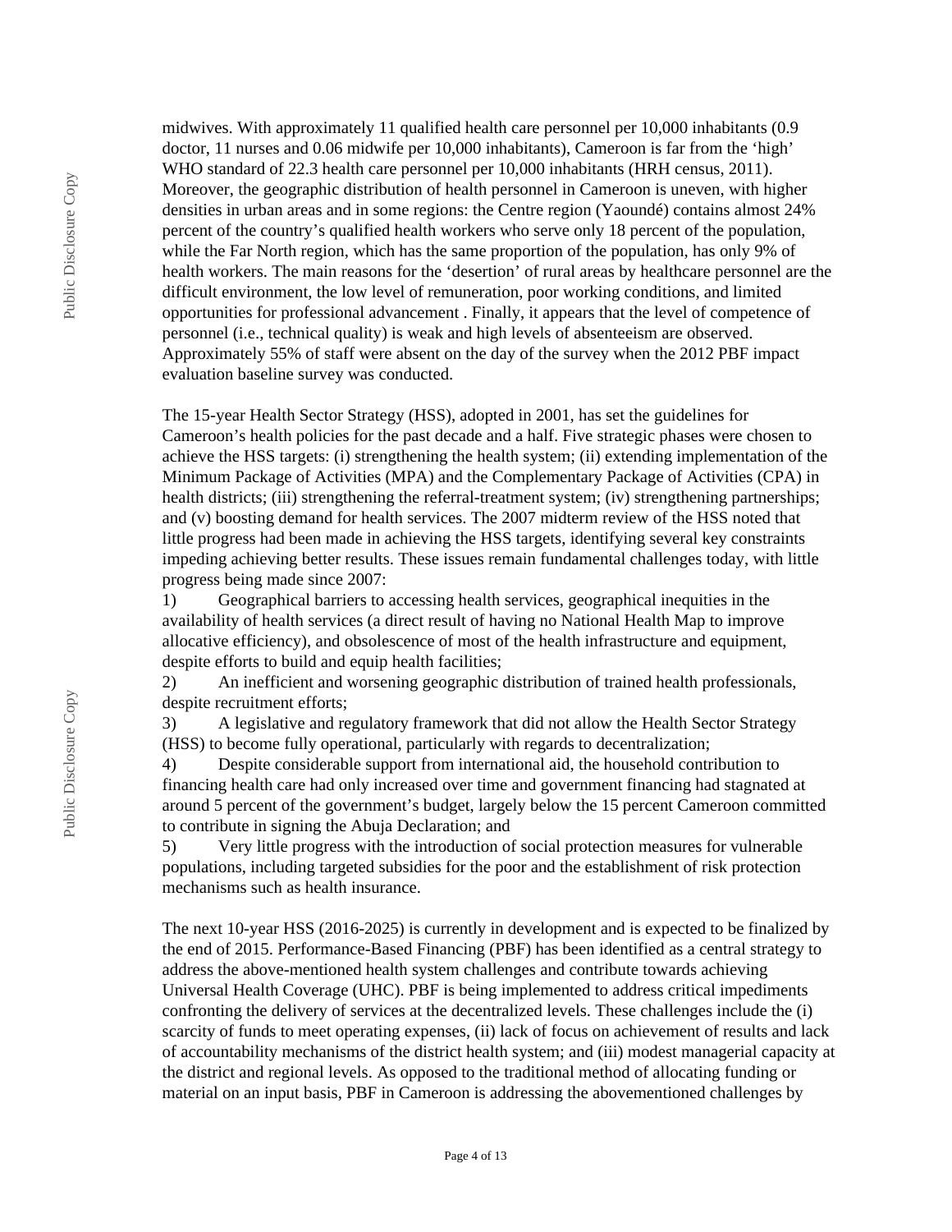midwives. With approximately 11 qualified health care personnel per 10,000 inhabitants (0.9 doctor, 11 nurses and 0.06 midwife per 10,000 inhabitants), Cameroon is far from the 'high' WHO standard of 22.3 health care personnel per 10,000 inhabitants (HRH census, 2011). Moreover, the geographic distribution of health personnel in Cameroon is uneven, with higher densities in urban areas and in some regions: the Centre region (Yaoundé) contains almost 24% percent of the country's qualified health workers who serve only 18 percent of the population, while the Far North region, which has the same proportion of the population, has only 9% of health workers. The main reasons for the 'desertion' of rural areas by healthcare personnel are the difficult environment, the low level of remuneration, poor working conditions, and limited opportunities for professional advancement . Finally, it appears that the level of competence of personnel (i.e., technical quality) is weak and high levels of absenteeism are observed. Approximately 55% of staff were absent on the day of the survey when the 2012 PBF impact evaluation baseline survey was conducted.

The 15-year Health Sector Strategy (HSS), adopted in 2001, has set the guidelines for Cameroon's health policies for the past decade and a half. Five strategic phases were chosen to achieve the HSS targets: (i) strengthening the health system; (ii) extending implementation of the Minimum Package of Activities (MPA) and the Complementary Package of Activities (CPA) in health districts; (iii) strengthening the referral-treatment system; (iv) strengthening partnerships; and (v) boosting demand for health services. The 2007 midterm review of the HSS noted that little progress had been made in achieving the HSS targets, identifying several key constraints impeding achieving better results. These issues remain fundamental challenges today, with little progress being made since 2007:

1) Geographical barriers to accessing health services, geographical inequities in the availability of health services (a direct result of having no National Health Map to improve allocative efficiency), and obsolescence of most of the health infrastructure and equipment, despite efforts to build and equip health facilities;
2) An inefficient and worsening geographic distribution of trained health professionals, despite recruitment efforts;
3) A legislative and regulatory framework that did not allow the Health Sector Strategy (HSS) to become fully operational, particularly with regards to decentralization;
4) Despite considerable support from international aid, the household contribution to financing health care had only increased over time and government financing had stagnated at around 5 percent of the government's budget, largely below the 15 percent Cameroon committed to contribute in signing the Abuja Declaration; and
5) Very little progress with the introduction of social protection measures for vulnerable populations, including targeted subsidies for the poor and the establishment of risk protection mechanisms such as health insurance.

The next 10-year HSS (2016-2025) is currently in development and is expected to be finalized by the end of 2015. Performance-Based Financing (PBF) has been identified as a central strategy to address the above-mentioned health system challenges and contribute towards achieving Universal Health Coverage (UHC). PBF is being implemented to address critical impediments confronting the delivery of services at the decentralized levels. These challenges include the (i) scarcity of funds to meet operating expenses, (ii) lack of focus on achievement of results and lack of accountability mechanisms of the district health system; and (iii) modest managerial capacity at the district and regional levels. As opposed to the traditional method of allocating funding or material on an input basis, PBF in Cameroon is addressing the abovementioned challenges by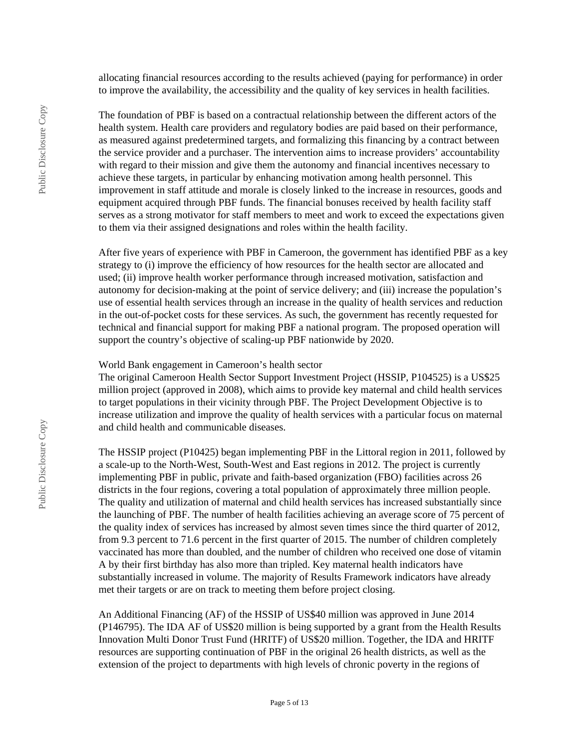allocating financial resources according to the results achieved (paying for performance) in order to improve the availability, the accessibility and the quality of key services in health facilities.

The foundation of PBF is based on a contractual relationship between the different actors of the health system. Health care providers and regulatory bodies are paid based on their performance, as measured against predetermined targets, and formalizing this financing by a contract between the service provider and a purchaser. The intervention aims to increase providers' accountability with regard to their mission and give them the autonomy and financial incentives necessary to achieve these targets, in particular by enhancing motivation among health personnel. This improvement in staff attitude and morale is closely linked to the increase in resources, goods and equipment acquired through PBF funds. The financial bonuses received by health facility staff serves as a strong motivator for staff members to meet and work to exceed the expectations given to them via their assigned designations and roles within the health facility.

After five years of experience with PBF in Cameroon, the government has identified PBF as a key strategy to (i) improve the efficiency of how resources for the health sector are allocated and used; (ii) improve health worker performance through increased motivation, satisfaction and autonomy for decision-making at the point of service delivery; and (iii) increase the population's use of essential health services through an increase in the quality of health services and reduction in the out-of-pocket costs for these services. As such, the government has recently requested for technical and financial support for making PBF a national program. The proposed operation will support the country's objective of scaling-up PBF nationwide by 2020.

World Bank engagement in Cameroon's health sector

The original Cameroon Health Sector Support Investment Project (HSSIP, P104525) is a US$25 million project (approved in 2008), which aims to provide key maternal and child health services to target populations in their vicinity through PBF. The Project Development Objective is to increase utilization and improve the quality of health services with a particular focus on maternal and child health and communicable diseases.

The HSSIP project (P10425) began implementing PBF in the Littoral region in 2011, followed by a scale-up to the North-West, South-West and East regions in 2012. The project is currently implementing PBF in public, private and faith-based organization (FBO) facilities across 26 districts in the four regions, covering a total population of approximately three million people. The quality and utilization of maternal and child health services has increased substantially since the launching of PBF. The number of health facilities achieving an average score of 75 percent of the quality index of services has increased by almost seven times since the third quarter of 2012, from 9.3 percent to 71.6 percent in the first quarter of 2015. The number of children completely vaccinated has more than doubled, and the number of children who received one dose of vitamin A by their first birthday has also more than tripled. Key maternal health indicators have substantially increased in volume. The majority of Results Framework indicators have already met their targets or are on track to meeting them before project closing.

An Additional Financing (AF) of the HSSIP of US$40 million was approved in June 2014 (P146795). The IDA AF of US$20 million is being supported by a grant from the Health Results Innovation Multi Donor Trust Fund (HRITF) of US$20 million. Together, the IDA and HRITF resources are supporting continuation of PBF in the original 26 health districts, as well as the extension of the project to departments with high levels of chronic poverty in the regions of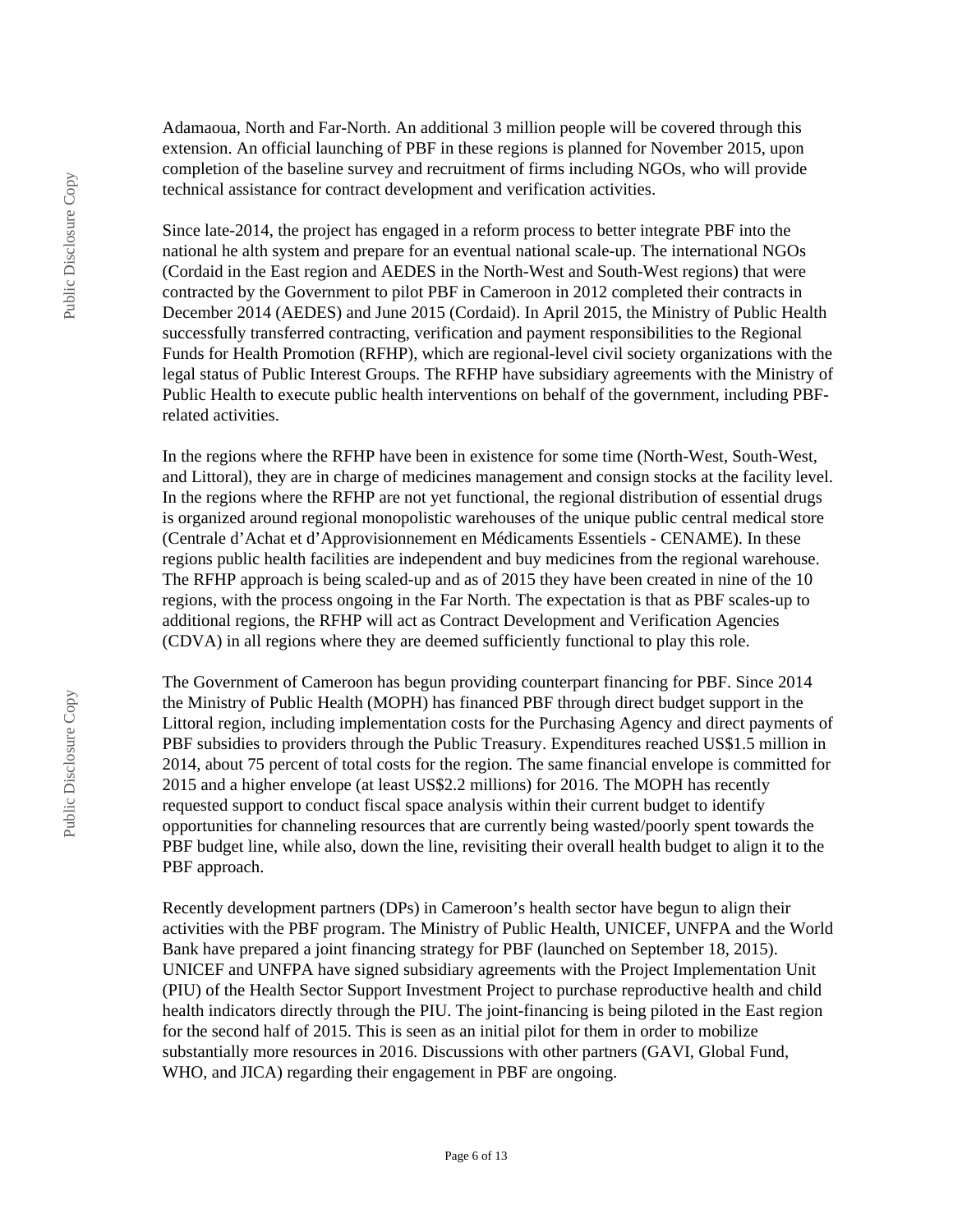Adamaoua, North and Far-North. An additional 3 million people will be covered through this extension. An official launching of PBF in these regions is planned for November 2015, upon completion of the baseline survey and recruitment of firms including NGOs, who will provide technical assistance for contract development and verification activities.

Since late-2014, the project has engaged in a reform process to better integrate PBF into the national he alth system and prepare for an eventual national scale-up. The international NGOs (Cordaid in the East region and AEDES in the North-West and South-West regions) that were contracted by the Government to pilot PBF in Cameroon in 2012 completed their contracts in December 2014 (AEDES) and June 2015 (Cordaid). In April 2015, the Ministry of Public Health successfully transferred contracting, verification and payment responsibilities to the Regional Funds for Health Promotion (RFHP), which are regional-level civil society organizations with the legal status of Public Interest Groups. The RFHP have subsidiary agreements with the Ministry of Public Health to execute public health interventions on behalf of the government, including PBF-related activities.

In the regions where the RFHP have been in existence for some time (North-West, South-West, and Littoral), they are in charge of medicines management and consign stocks at the facility level. In the regions where the RFHP are not yet functional, the regional distribution of essential drugs is organized around regional monopolistic warehouses of the unique public central medical store (Centrale d'Achat et d'Approvisionnement en Médicaments Essentiels - CENAME). In these regions public health facilities are independent and buy medicines from the regional warehouse. The RFHP approach is being scaled-up and as of 2015 they have been created in nine of the 10 regions, with the process ongoing in the Far North. The expectation is that as PBF scales-up to additional regions, the RFHP will act as Contract Development and Verification Agencies (CDVA) in all regions where they are deemed sufficiently functional to play this role.

The Government of Cameroon has begun providing counterpart financing for PBF. Since 2014 the Ministry of Public Health (MOPH) has financed PBF through direct budget support in the Littoral region, including implementation costs for the Purchasing Agency and direct payments of PBF subsidies to providers through the Public Treasury. Expenditures reached US$1.5 million in 2014, about 75 percent of total costs for the region. The same financial envelope is committed for 2015 and a higher envelope (at least US$2.2 millions) for 2016. The MOPH has recently requested support to conduct fiscal space analysis within their current budget to identify opportunities for channeling resources that are currently being wasted/poorly spent towards the PBF budget line, while also, down the line, revisiting their overall health budget to align it to the PBF approach.

Recently development partners (DPs) in Cameroon's health sector have begun to align their activities with the PBF program. The Ministry of Public Health, UNICEF, UNFPA and the World Bank have prepared a joint financing strategy for PBF (launched on September 18, 2015). UNICEF and UNFPA have signed subsidiary agreements with the Project Implementation Unit (PIU) of the Health Sector Support Investment Project to purchase reproductive health and child health indicators directly through the PIU. The joint-financing is being piloted in the East region for the second half of 2015. This is seen as an initial pilot for them in order to mobilize substantially more resources in 2016. Discussions with other partners (GAVI, Global Fund, WHO, and JICA) regarding their engagement in PBF are ongoing.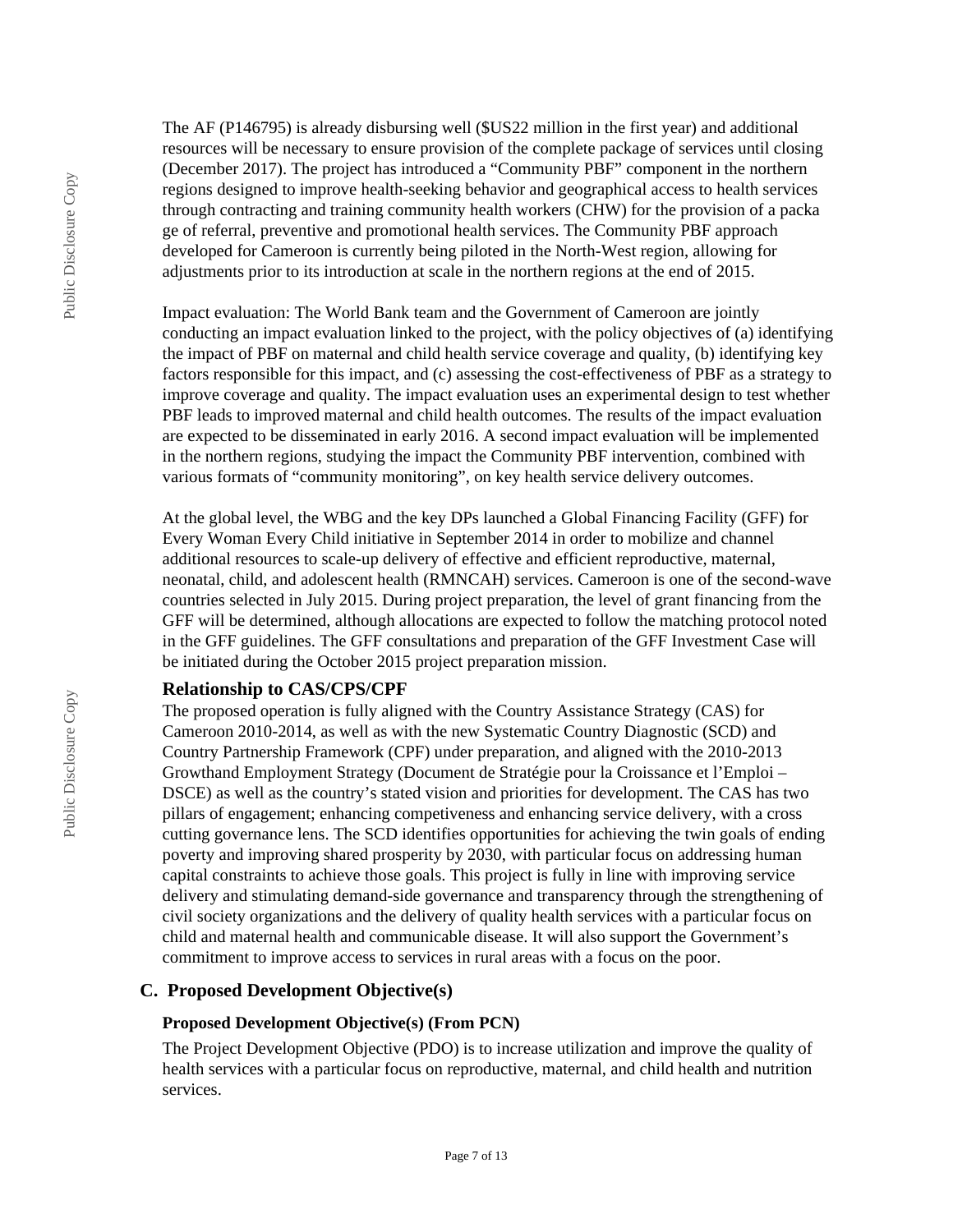The AF (P146795) is already disbursing well ($US22 million in the first year) and additional resources will be necessary to ensure provision of the complete package of services until closing (December 2017). The project has introduced a "Community PBF" component in the northern regions designed to improve health-seeking behavior and geographical access to health services through contracting and training community health workers (CHW) for the provision of a packa ge of referral, preventive and promotional health services. The Community PBF approach developed for Cameroon is currently being piloted in the North-West region, allowing for adjustments prior to its introduction at scale in the northern regions at the end of 2015.

Impact evaluation: The World Bank team and the Government of Cameroon are jointly conducting an impact evaluation linked to the project, with the policy objectives of (a) identifying the impact of PBF on maternal and child health service coverage and quality, (b) identifying key factors responsible for this impact, and (c) assessing the cost-effectiveness of PBF as a strategy to improve coverage and quality. The impact evaluation uses an experimental design to test whether PBF leads to improved maternal and child health outcomes. The results of the impact evaluation are expected to be disseminated in early 2016. A second impact evaluation will be implemented in the northern regions, studying the impact the Community PBF intervention, combined with various formats of "community monitoring", on key health service delivery outcomes.

At the global level, the WBG and the key DPs launched a Global Financing Facility (GFF) for Every Woman Every Child initiative in September 2014 in order to mobilize and channel additional resources to scale-up delivery of effective and efficient reproductive, maternal, neonatal, child, and adolescent health (RMNCAH) services. Cameroon is one of the second-wave countries selected in July 2015. During project preparation, the level of grant financing from the GFF will be determined, although allocations are expected to follow the matching protocol noted in the GFF guidelines. The GFF consultations and preparation of the GFF Investment Case will be initiated during the October 2015 project preparation mission.

### Relationship to CAS/CPS/CPF

The proposed operation is fully aligned with the Country Assistance Strategy (CAS) for Cameroon 2010-2014, as well as with the new Systematic Country Diagnostic (SCD) and Country Partnership Framework (CPF) under preparation, and aligned with the 2010-2013 Growthand Employment Strategy (Document de Stratégie pour la Croissance et l'Emploi – DSCE) as well as the country's stated vision and priorities for development. The CAS has two pillars of engagement; enhancing competiveness and enhancing service delivery, with a cross cutting governance lens. The SCD identifies opportunities for achieving the twin goals of ending poverty and improving shared prosperity by 2030, with particular focus on addressing human capital constraints to achieve those goals. This project is fully in line with improving service delivery and stimulating demand-side governance and transparency through the strengthening of civil society organizations and the delivery of quality health services with a particular focus on child and maternal health and communicable disease. It will also support the Government's commitment to improve access to services in rural areas with a focus on the poor.

## C. Proposed Development Objective(s)

### Proposed Development Objective(s) (From PCN)

The Project Development Objective (PDO) is to increase utilization and improve the quality of health services with a particular focus on reproductive, maternal, and child health and nutrition services.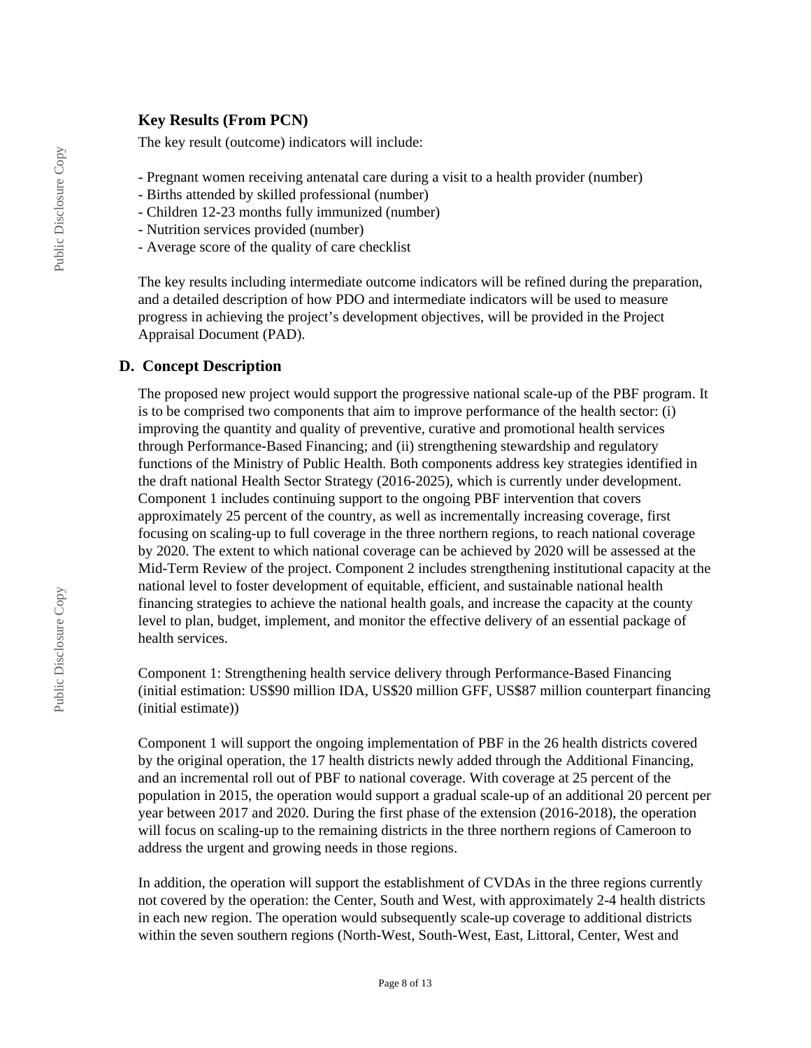### Key Results (From PCN)

The key result (outcome) indicators will include:

- Pregnant women receiving antenatal care during a visit to a health provider (number)
- Births attended by skilled professional (number)
- Children 12-23 months fully immunized (number)
- Nutrition services provided (number)
- Average score of the quality of care checklist

The key results including intermediate outcome indicators will be refined during the preparation, and a detailed description of how PDO and intermediate indicators will be used to measure progress in achieving the project's development objectives, will be provided in the Project Appraisal Document (PAD).

## D. Concept Description

The proposed new project would support the progressive national scale-up of the PBF program. It is to be comprised two components that aim to improve performance of the health sector: (i) improving the quantity and quality of preventive, curative and promotional health services through Performance-Based Financing; and (ii) strengthening stewardship and regulatory functions of the Ministry of Public Health. Both components address key strategies identified in the draft national Health Sector Strategy (2016-2025), which is currently under development. Component 1 includes continuing support to the ongoing PBF intervention that covers approximately 25 percent of the country, as well as incrementally increasing coverage, first focusing on scaling-up to full coverage in the three northern regions, to reach national coverage by 2020. The extent to which national coverage can be achieved by 2020 will be assessed at the Mid-Term Review of the project. Component 2 includes strengthening institutional capacity at the national level to foster development of equitable, efficient, and sustainable national health financing strategies to achieve the national health goals, and increase the capacity at the county level to plan, budget, implement, and monitor the effective delivery of an essential package of health services.

Component 1: Strengthening health service delivery through Performance-Based Financing (initial estimation: US$90 million IDA, US$20 million GFF, US$87 million counterpart financing (initial estimate))

Component 1 will support the ongoing implementation of PBF in the 26 health districts covered by the original operation, the 17 health districts newly added through the Additional Financing, and an incremental roll out of PBF to national coverage. With coverage at 25 percent of the population in 2015, the operation would support a gradual scale-up of an additional 20 percent per year between 2017 and 2020. During the first phase of the extension (2016-2018), the operation will focus on scaling-up to the remaining districts in the three northern regions of Cameroon to address the urgent and growing needs in those regions.

In addition, the operation will support the establishment of CVDAs in the three regions currently not covered by the operation: the Center, South and West, with approximately 2-4 health districts in each new region. The operation would subsequently scale-up coverage to additional districts within the seven southern regions (North-West, South-West, East, Littoral, Center, West and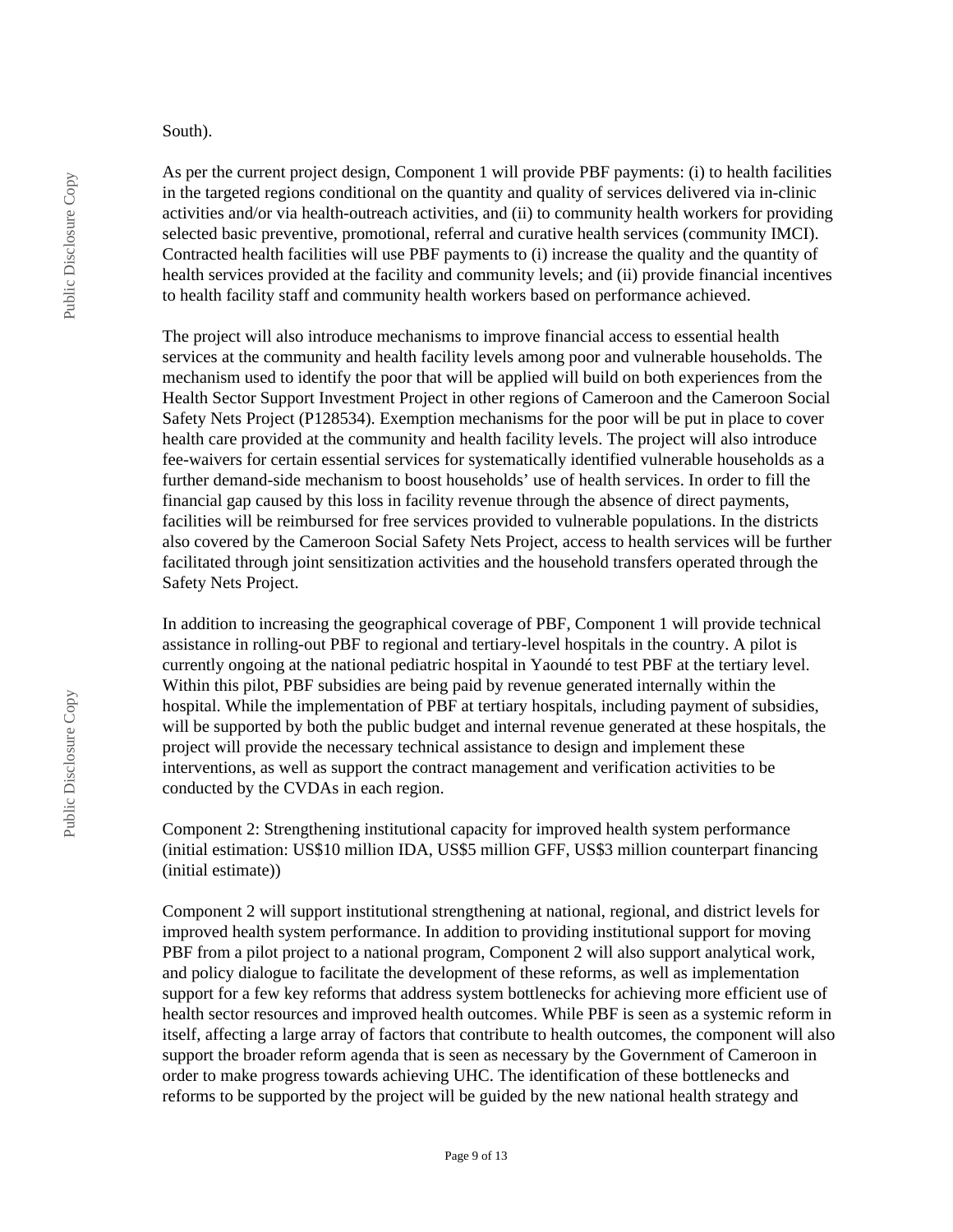South).

As per the current project design, Component 1 will provide PBF payments: (i) to health facilities in the targeted regions conditional on the quantity and quality of services delivered via in-clinic activities and/or via health-outreach activities, and (ii) to community health workers for providing selected basic preventive, promotional, referral and curative health services (community IMCI). Contracted health facilities will use PBF payments to (i) increase the quality and the quantity of health services provided at the facility and community levels; and (ii) provide financial incentives to health facility staff and community health workers based on performance achieved.

The project will also introduce mechanisms to improve financial access to essential health services at the community and health facility levels among poor and vulnerable households. The mechanism used to identify the poor that will be applied will build on both experiences from the Health Sector Support Investment Project in other regions of Cameroon and the Cameroon Social Safety Nets Project (P128534). Exemption mechanisms for the poor will be put in place to cover health care provided at the community and health facility levels. The project will also introduce fee-waivers for certain essential services for systematically identified vulnerable households as a further demand-side mechanism to boost households' use of health services. In order to fill the financial gap caused by this loss in facility revenue through the absence of direct payments, facilities will be reimbursed for free services provided to vulnerable populations. In the districts also covered by the Cameroon Social Safety Nets Project, access to health services will be further facilitated through joint sensitization activities and the household transfers operated through the Safety Nets Project.

In addition to increasing the geographical coverage of PBF, Component 1 will provide technical assistance in rolling-out PBF to regional and tertiary-level hospitals in the country. A pilot is currently ongoing at the national pediatric hospital in Yaoundé to test PBF at the tertiary level. Within this pilot, PBF subsidies are being paid by revenue generated internally within the hospital. While the implementation of PBF at tertiary hospitals, including payment of subsidies, will be supported by both the public budget and internal revenue generated at these hospitals, the project will provide the necessary technical assistance to design and implement these interventions, as well as support the contract management and verification activities to be conducted by the CVDAs in each region.

Component 2: Strengthening institutional capacity for improved health system performance (initial estimation: US$10 million IDA, US$5 million GFF, US$3 million counterpart financing (initial estimate))

Component 2 will support institutional strengthening at national, regional, and district levels for improved health system performance. In addition to providing institutional support for moving PBF from a pilot project to a national program, Component 2 will also support analytical work, and policy dialogue to facilitate the development of these reforms, as well as implementation support for a few key reforms that address system bottlenecks for achieving more efficient use of health sector resources and improved health outcomes. While PBF is seen as a systemic reform in itself, affecting a large array of factors that contribute to health outcomes, the component will also support the broader reform agenda that is seen as necessary by the Government of Cameroon in order to make progress towards achieving UHC. The identification of these bottlenecks and reforms to be supported by the project will be guided by the new national health strategy and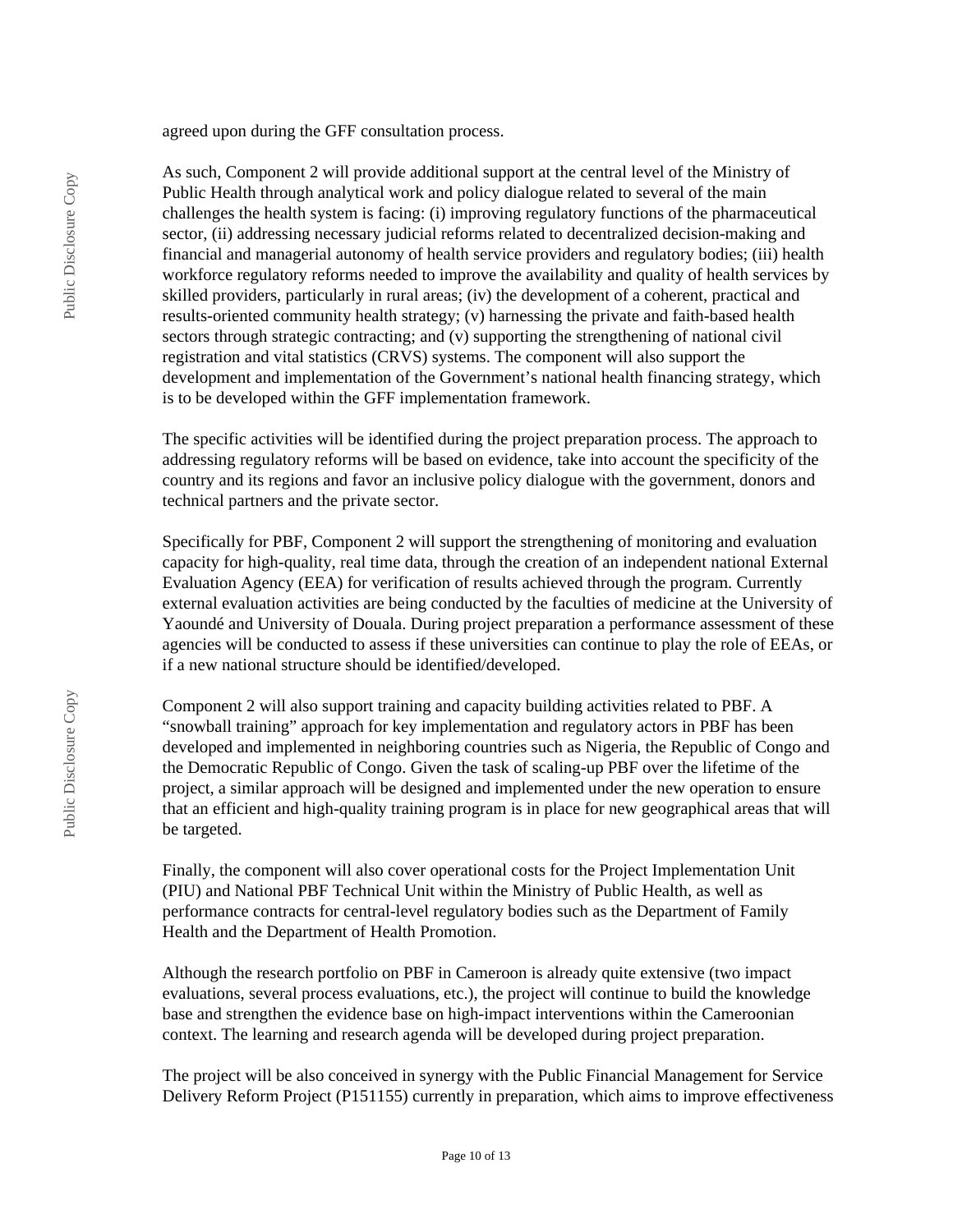agreed upon during the GFF consultation process.

As such, Component 2 will provide additional support at the central level of the Ministry of Public Health through analytical work and policy dialogue related to several of the main challenges the health system is facing: (i) improving regulatory functions of the pharmaceutical sector, (ii) addressing necessary judicial reforms related to decentralized decision-making and financial and managerial autonomy of health service providers and regulatory bodies; (iii) health workforce regulatory reforms needed to improve the availability and quality of health services by skilled providers, particularly in rural areas; (iv) the development of a coherent, practical and results-oriented community health strategy; (v) harnessing the private and faith-based health sectors through strategic contracting; and (v) supporting the strengthening of national civil registration and vital statistics (CRVS) systems. The component will also support the development and implementation of the Government's national health financing strategy, which is to be developed within the GFF implementation framework.

The specific activities will be identified during the project preparation process. The approach to addressing regulatory reforms will be based on evidence, take into account the specificity of the country and its regions and favor an inclusive policy dialogue with the government, donors and technical partners and the private sector.

Specifically for PBF, Component 2 will support the strengthening of monitoring and evaluation capacity for high-quality, real time data, through the creation of an independent national External Evaluation Agency (EEA) for verification of results achieved through the program. Currently external evaluation activities are being conducted by the faculties of medicine at the University of Yaoundé and University of Douala. During project preparation a performance assessment of these agencies will be conducted to assess if these universities can continue to play the role of EEAs, or if a new national structure should be identified/developed.

Component 2 will also support training and capacity building activities related to PBF. A "snowball training" approach for key implementation and regulatory actors in PBF has been developed and implemented in neighboring countries such as Nigeria, the Republic of Congo and the Democratic Republic of Congo. Given the task of scaling-up PBF over the lifetime of the project, a similar approach will be designed and implemented under the new operation to ensure that an efficient and high-quality training program is in place for new geographical areas that will be targeted.

Finally, the component will also cover operational costs for the Project Implementation Unit (PIU) and National PBF Technical Unit within the Ministry of Public Health, as well as performance contracts for central-level regulatory bodies such as the Department of Family Health and the Department of Health Promotion.

Although the research portfolio on PBF in Cameroon is already quite extensive (two impact evaluations, several process evaluations, etc.), the project will continue to build the knowledge base and strengthen the evidence base on high-impact interventions within the Cameroonian context. The learning and research agenda will be developed during project preparation.

The project will be also conceived in synergy with the Public Financial Management for Service Delivery Reform Project (P151155) currently in preparation, which aims to improve effectiveness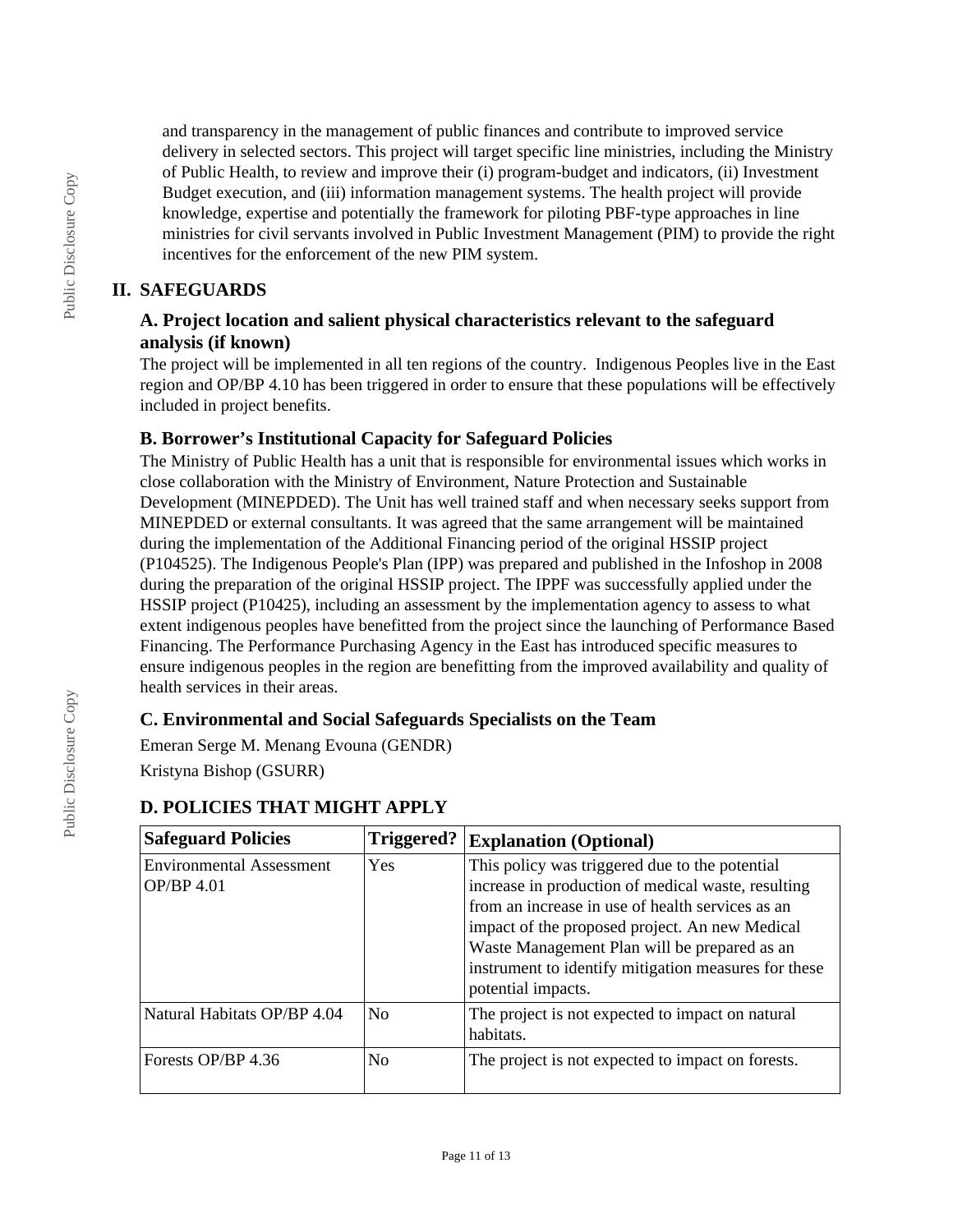and transparency in the management of public finances and contribute to improved service delivery in selected sectors. This project will target specific line ministries, including the Ministry of Public Health, to review and improve their (i) program-budget and indicators, (ii) Investment Budget execution, and (iii) information management systems. The health project will provide knowledge, expertise and potentially the framework for piloting PBF-type approaches in line ministries for civil servants involved in Public Investment Management (PIM) to provide the right incentives for the enforcement of the new PIM system.

## II. SAFEGUARDS

### A. Project location and salient physical characteristics relevant to the safeguard analysis (if known)

The project will be implemented in all ten regions of the country. Indigenous Peoples live in the East region and OP/BP 4.10 has been triggered in order to ensure that these populations will be effectively included in project benefits.

### B. Borrower's Institutional Capacity for Safeguard Policies

The Ministry of Public Health has a unit that is responsible for environmental issues which works in close collaboration with the Ministry of Environment, Nature Protection and Sustainable Development (MINEPDED). The Unit has well trained staff and when necessary seeks support from MINEPDED or external consultants. It was agreed that the same arrangement will be maintained during the implementation of the Additional Financing period of the original HSSIP project (P104525). The Indigenous People's Plan (IPP) was prepared and published in the Infoshop in 2008 during the preparation of the original HSSIP project. The IPPF was successfully applied under the HSSIP project (P10425), including an assessment by the implementation agency to assess to what extent indigenous peoples have benefitted from the project since the launching of Performance Based Financing. The Performance Purchasing Agency in the East has introduced specific measures to ensure indigenous peoples in the region are benefitting from the improved availability and quality of health services in their areas.

### C. Environmental and Social Safeguards Specialists on the Team

Emeran Serge M. Menang Evouna (GENDR)

Kristyna Bishop (GSURR)

### D. POLICIES THAT MIGHT APPLY

| Safeguard Policies | Triggered? | Explanation (Optional) |
|---|---|---|
| Environmental Assessment OP/BP 4.01 | Yes | This policy was triggered due to the potential increase in production of medical waste, resulting from an increase in use of health services as an impact of the proposed project. An new Medical Waste Management Plan will be prepared as an instrument to identify mitigation measures for these potential impacts. |
| Natural Habitats OP/BP 4.04 | No | The project is not expected to impact on natural habitats. |
| Forests OP/BP 4.36 | No | The project is not expected to impact on forests. |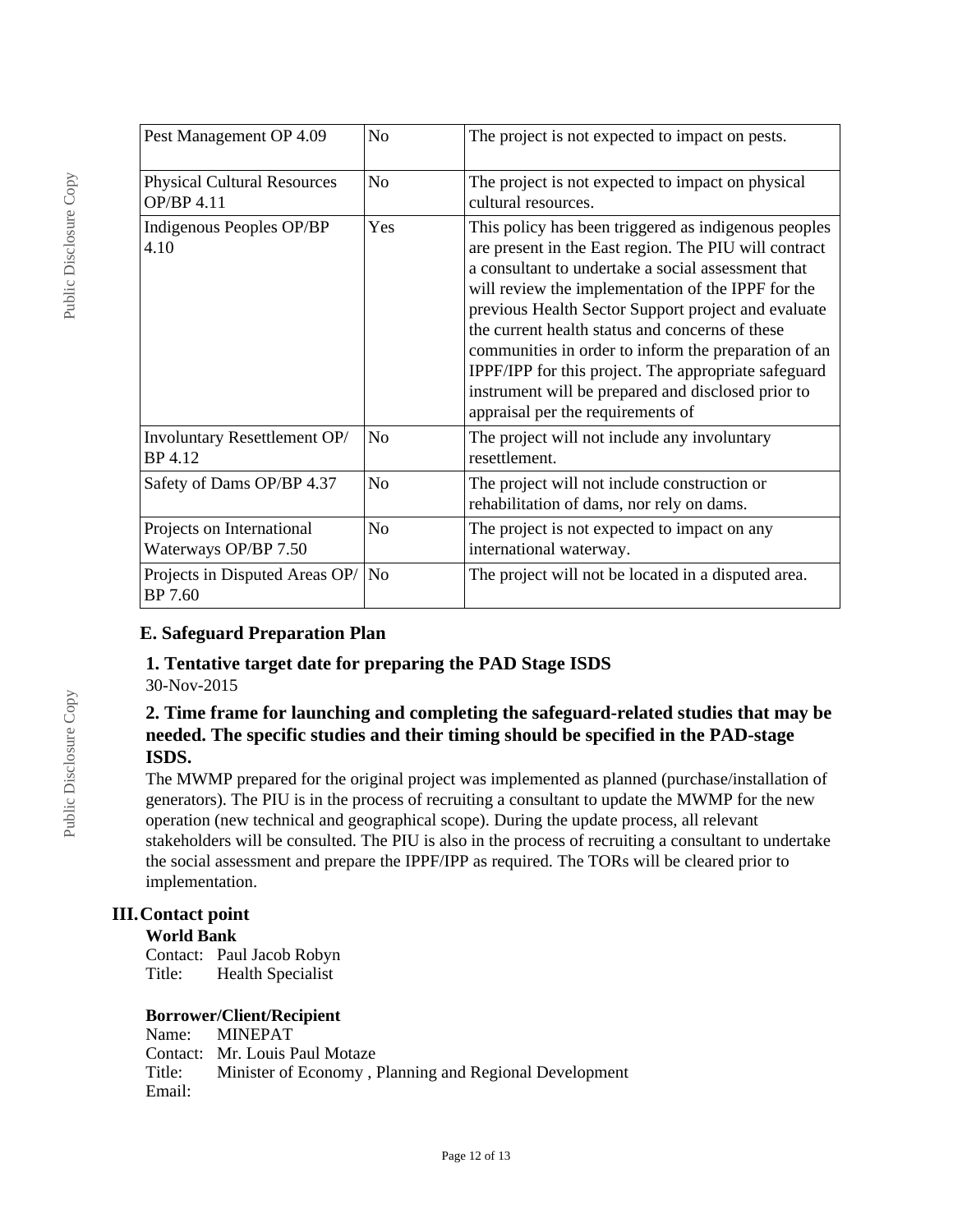| Pest Management OP 4.09 | No | The project is not expected to impact on pests. |
|---|---|---|
| Physical Cultural Resources OP/BP 4.11 | No | The project is not expected to impact on physical cultural resources. |
| Indigenous Peoples OP/BP 4.10 | Yes | This policy has been triggered as indigenous peoples are present in the East region. The PIU will contract a consultant to undertake a social assessment that will review the implementation of the IPPF for the previous Health Sector Support project and evaluate the current health status and concerns of these communities in order to inform the preparation of an IPPF/IPP for this project. The appropriate safeguard instrument will be prepared and disclosed prior to appraisal per the requirements of |
| Involuntary Resettlement OP/BP 4.12 | No | The project will not include any involuntary resettlement. |
| Safety of Dams OP/BP 4.37 | No | The project will not include construction or rehabilitation of dams, nor rely on dams. |
| Projects on International Waterways OP/BP 7.50 | No | The project is not expected to impact on any international waterway. |
| Projects in Disputed Areas OP/BP 7.60 | No | The project will not be located in a disputed area. |

### E. Safeguard Preparation Plan

#### 1. Tentative target date for preparing the PAD Stage ISDS

30-Nov-2015

#### 2. Time frame for launching and completing the safeguard-related studies that may be needed. The specific studies and their timing should be specified in the PAD-stage ISDS.

The MWMP prepared for the original project was implemented as planned (purchase/installation of generators). The PIU is in the process of recruiting a consultant to update the MWMP for the new operation (new technical and geographical scope). During the update process, all relevant stakeholders will be consulted. The PIU is also in the process of recruiting a consultant to undertake the social assessment and prepare the IPPF/IPP as required. The TORs will be cleared prior to implementation.

## III. Contact point

**World Bank**

Contact: Paul Jacob Robyn
Title: Health Specialist

**Borrower/Client/Recipient**

Name: MINEPAT
Contact: Mr. Louis Paul Motaze
Title: Minister of Economy , Planning and Regional Development
Email: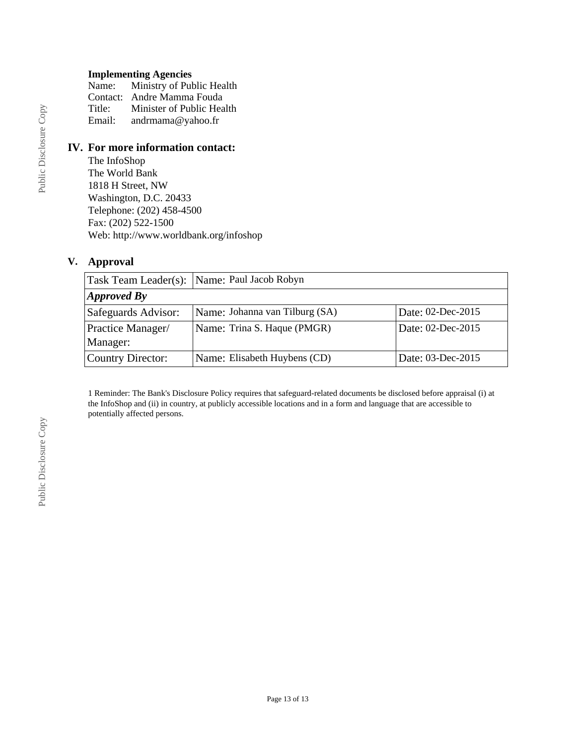**Implementing Agencies**

Name: Ministry of Public Health
Contact: Andre Mamma Fouda
Title: Minister of Public Health
Email: andrmama@yahoo.fr

## IV. For more information contact:

The InfoShop
The World Bank
1818 H Street, NW
Washington, D.C. 20433
Telephone: (202) 458-4500
Fax: (202) 522-1500
Web: http://www.worldbank.org/infoshop

## V. Approval

| | | |
|---|---|---|
| Task Team Leader(s): | Name: Paul Jacob Robyn | |
| ***Approved By*** | | |
| Safeguards Advisor: | Name: Johanna van Tilburg (SA) | Date: 02-Dec-2015 |
| Practice Manager/ Manager: | Name: Trina S. Haque (PMGR) | Date: 02-Dec-2015 |
| Country Director: | Name: Elisabeth Huybens (CD) | Date: 03-Dec-2015 |

1 Reminder: The Bank's Disclosure Policy requires that safeguard-related documents be disclosed before appraisal (i) at the InfoShop and (ii) in country, at publicly accessible locations and in a form and language that are accessible to potentially affected persons.